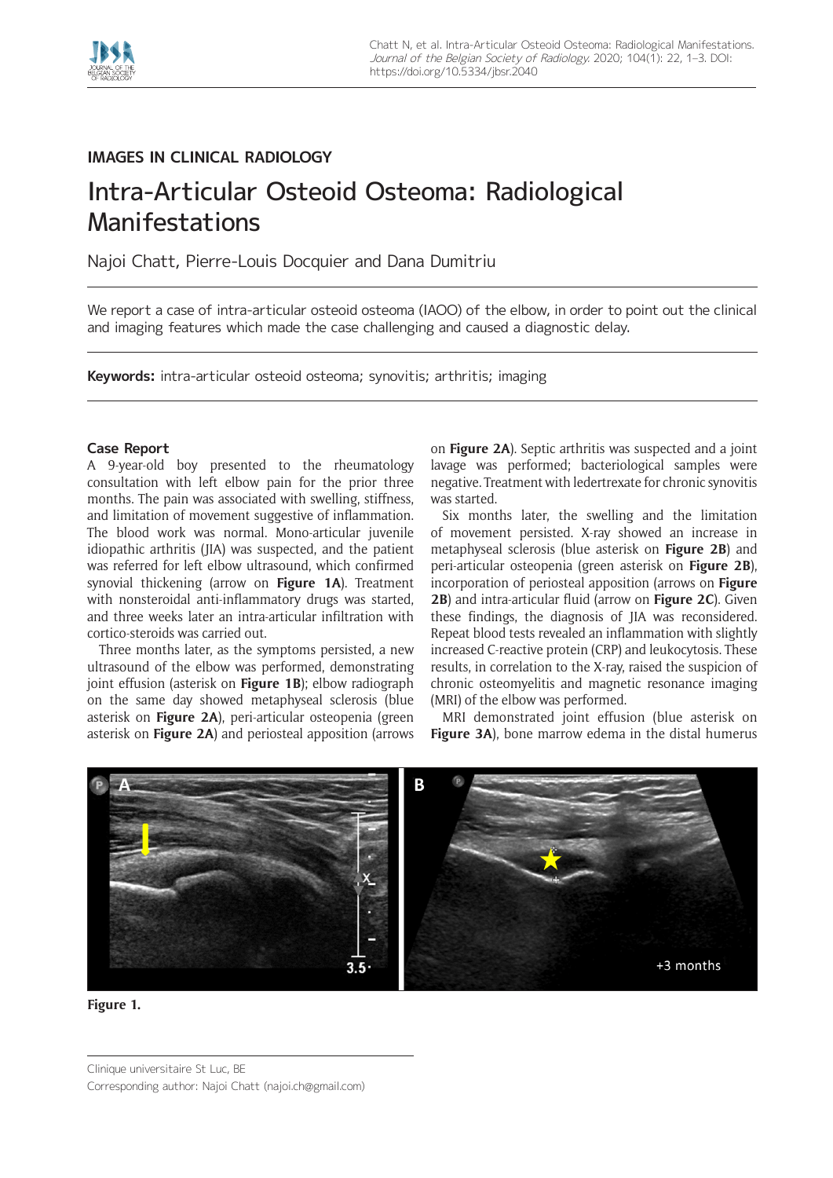IMAGES IN CLINICAL RADIOLOGY

# Intra-Articular Osteoid Osteoma: Radiological Manifestations

Najoi Chatt, Pierre-Louis Docquier and Dana Dumitriu

We report a case of intra-articular osteoid osteoma (IAOO) of the elbow, in order to point out the clinical and imaging features which made the case challenging and caused a diagnostic delay.

**Keywords:** intra-articular osteoid osteoma; synovitis; arthritis; imaging

## Case Report

A 9-year-old boy presented to the rheumatology consultation with left elbow pain for the prior three months. The pain was associated with swelling, stiffness, and limitation of movement suggestive of inflammation. The blood work was normal. Mono-articular juvenile idiopathic arthritis (JIA) was suspected, and the patient was referred for left elbow ultrasound, which confirmed synovial thickening (arrow on **Figure 1A**). Treatment with nonsteroidal anti-inflammatory drugs was started, and three weeks later an intra-articular infiltration with cortico-steroids was carried out.

Three months later, as the symptoms persisted, a new ultrasound of the elbow was performed, demonstrating joint effusion (asterisk on **Figure 1B**); elbow radiograph on the same day showed metaphyseal sclerosis (blue asterisk on **Figure 2A**), peri-articular osteopenia (green asterisk on **Figure 2A**) and periosteal apposition (arrows on **Figure 2A**). Septic arthritis was suspected and a joint lavage was performed; bacteriological samples were negative. Treatment with ledertrexate for chronic synovitis was started.

Six months later, the swelling and the limitation of movement persisted. X-ray showed an increase in metaphyseal sclerosis (blue asterisk on **Figure 2B**) and peri-articular osteopenia (green asterisk on **Figure 2B**), incorporation of periosteal apposition (arrows on **Figure 2B**) and intra-articular fluid (arrow on **Figure 2C**). Given these findings, the diagnosis of JIA was reconsidered. Repeat blood tests revealed an inflammation with slightly increased C-reactive protein (CRP) and leukocytosis. These results, in correlation to the X-ray, raised the suspicion of chronic osteomyelitis and magnetic resonance imaging (MRI) of the elbow was performed.

MRI demonstrated joint effusion (blue asterisk on **Figure 3A**), bone marrow edema in the distal humerus

**Figure 1.**

Clinique universitaire St Luc, BE

Corresponding author: Najoi Chatt (najoi.ch@gmail.com)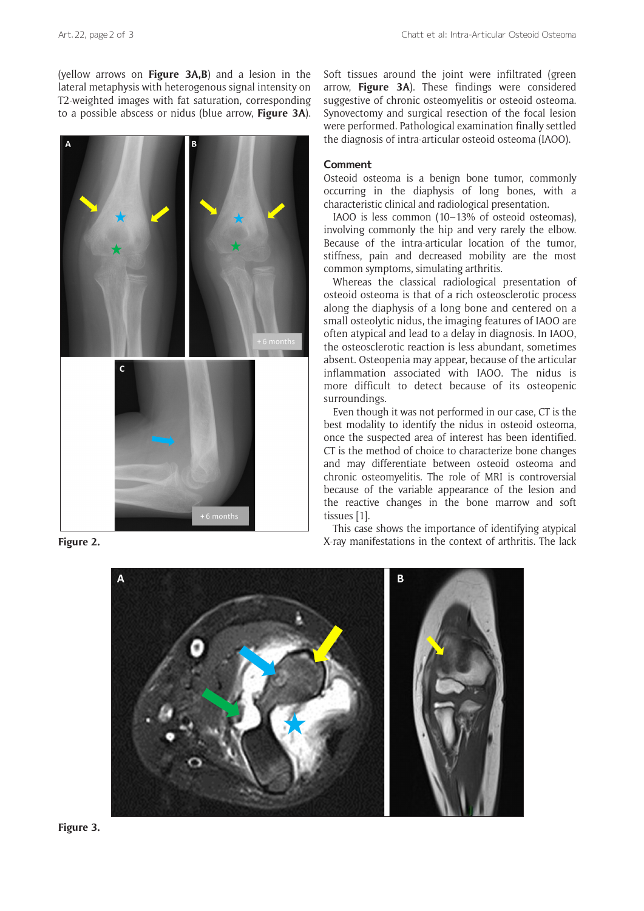(yellow arrows on **Figure 3A,B**) and a lesion in the lateral metaphysis with heterogenous signal intensity on T2-weighted images with fat saturation, corresponding to a possible abscess or nidus (blue arrow, **Figure 3A**).

**Figure 2.**

Soft tissues around the joint were infiltrated (green arrow, **Figure 3A**). These findings were considered suggestive of chronic osteomyelitis or osteoid osteoma. Synovectomy and surgical resection of the focal lesion were performed. Pathological examination finally settled the diagnosis of intra-articular osteoid osteoma (IAOO).

## Comment

Osteoid osteoma is a benign bone tumor, commonly occurring in the diaphysis of long bones, with a characteristic clinical and radiological presentation.

IAOO is less common (10–13% of osteoid osteomas), involving commonly the hip and very rarely the elbow. Because of the intra-articular location of the tumor, stiffness, pain and decreased mobility are the most common symptoms, simulating arthritis.

Whereas the classical radiological presentation of osteoid osteoma is that of a rich osteosclerotic process along the diaphysis of a long bone and centered on a small osteolytic nidus, the imaging features of IAOO are often atypical and lead to a delay in diagnosis. In IAOO, the osteosclerotic reaction is less abundant, sometimes absent. Osteopenia may appear, because of the articular inflammation associated with IAOO. The nidus is more difficult to detect because of its osteopenic surroundings.

Even though it was not performed in our case, CT is the best modality to identify the nidus in osteoid osteoma, once the suspected area of interest has been identified. CT is the method of choice to characterize bone changes and may differentiate between osteoid osteoma and chronic osteomyelitis. The role of MRI is controversial because of the variable appearance of the lesion and the reactive changes in the bone marrow and soft tissues [1].

This case shows the importance of identifying atypical X-ray manifestations in the context of arthritis. The lack

**Figure 3.**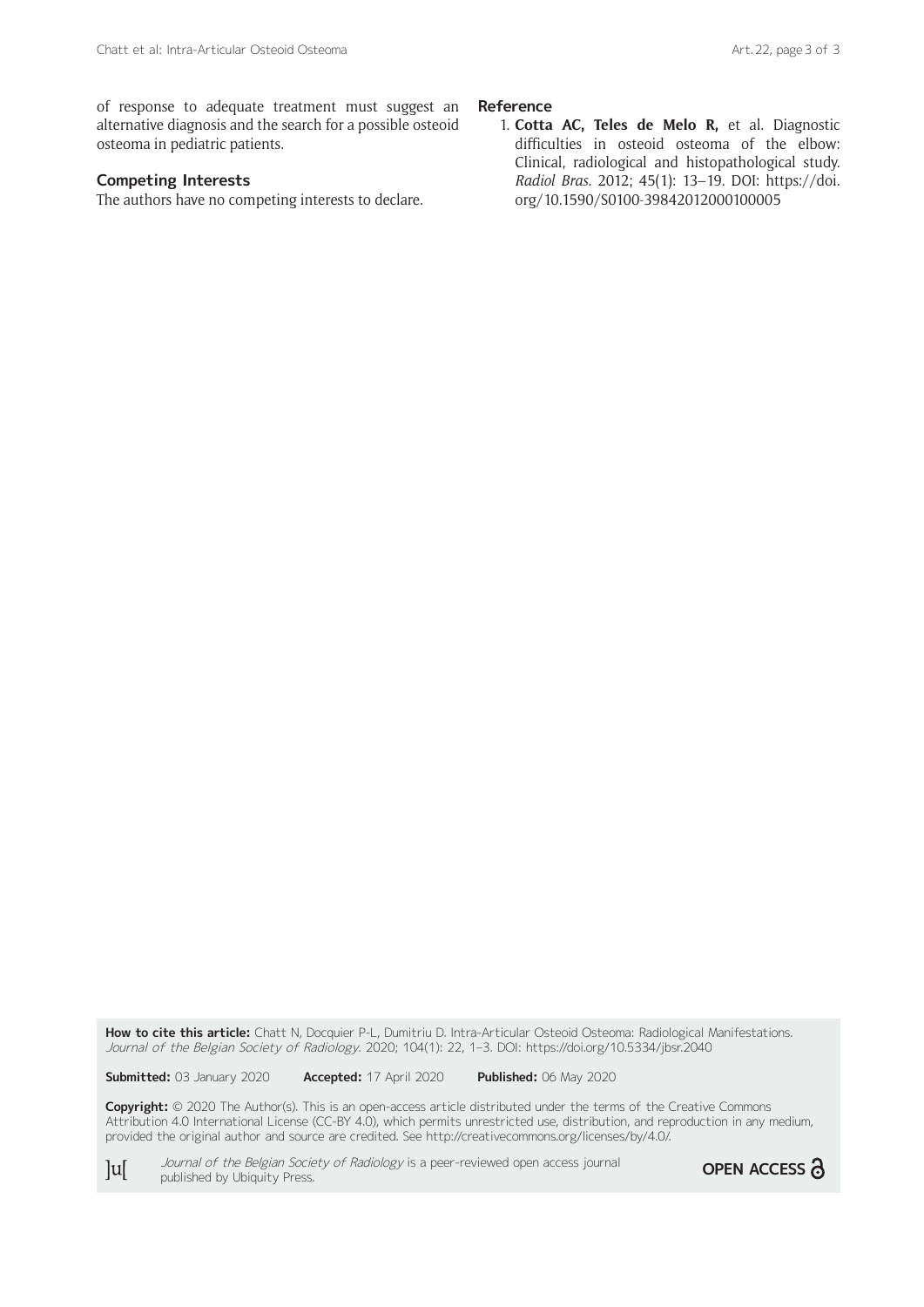of response to adequate treatment must suggest an alternative diagnosis and the search for a possible osteoid osteoma in pediatric patients.

## Competing Interests

The authors have no competing interests to declare.

## Reference

1. **Cotta AC, Teles de Melo R,** et al. Diagnostic difficulties in osteoid osteoma of the elbow: Clinical, radiological and histopathological study. *Radiol Bras.* 2012; 45(1): 13–19. DOI: https://doi.org/10.1590/S0100-39842012000100005

**How to cite this article:** Chatt N, Docquier P-L, Dumitriu D. Intra-Articular Osteoid Osteoma: Radiological Manifestations. *Journal of the Belgian Society of Radiology*. 2020; 104(1): 22, 1–3. DOI: https://doi.org/10.5334/jbsr.2040

**Submitted:** 03 January 2020 **Accepted:** 17 April 2020 **Published:** 06 May 2020

**Copyright:** © 2020 The Author(s). This is an open-access article distributed under the terms of the Creative Commons Attribution 4.0 International License (CC-BY 4.0), which permits unrestricted use, distribution, and reproduction in any medium, provided the original author and source are credited. See http://creativecommons.org/licenses/by/4.0/.

*Journal of the Belgian Society of Radiology* is a peer-reviewed open access journal published by Ubiquity Press.

OPEN ACCESS